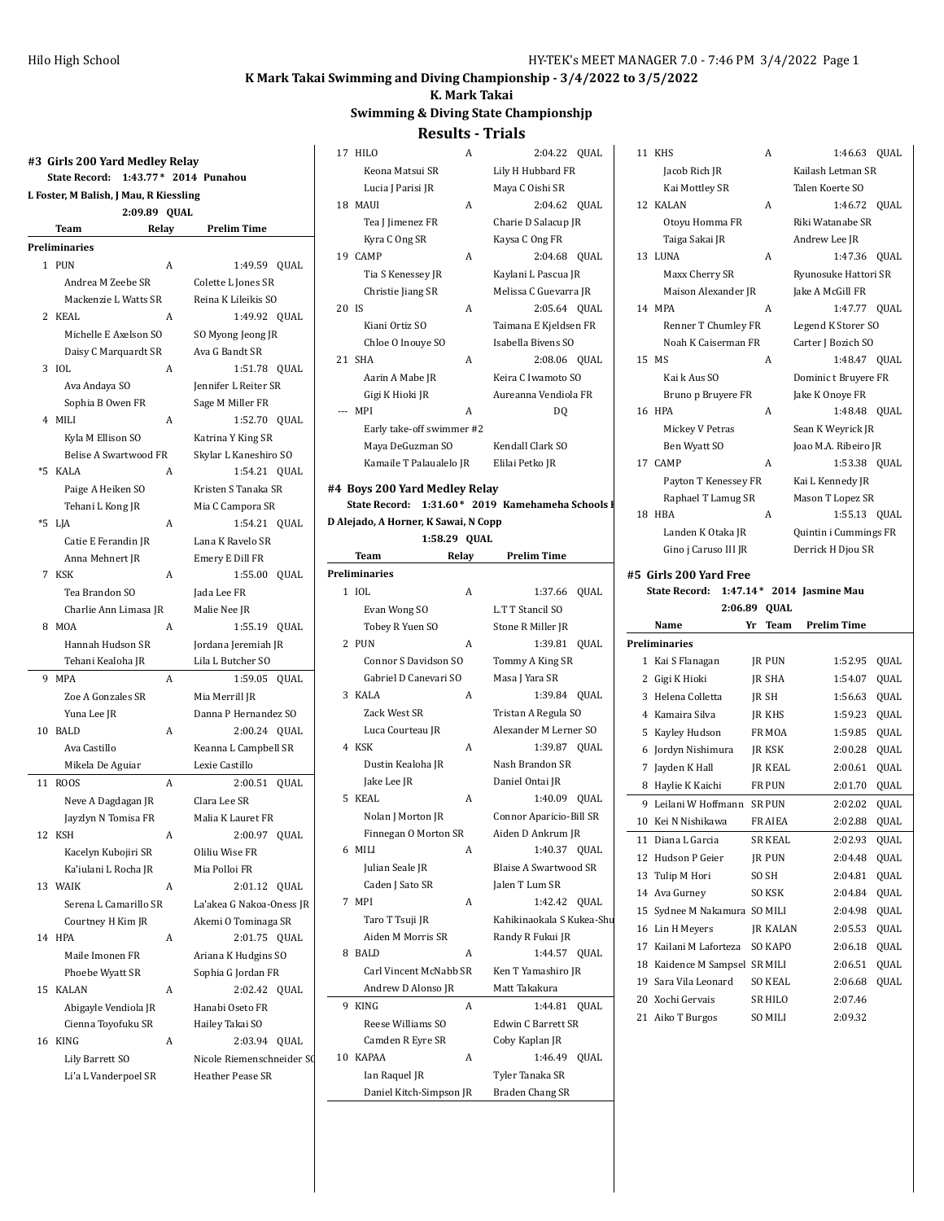# K Mark Takai Swimming and Diving Championship - 3/4/2022 to 3/5/2022

## K. Mark Takai

## Swimming & Diving State Championshjp

## Results - Trials

### #3 Girls 200 Yard Medley Relay

**State Record: 1:43.77 * 2014 Punahou**

**L Foster, M Balish, J Mau, R Kiessling**

**2:09.89 QUAL**

| | Team | Relay | Prelim Time | |
|---|---|---|---|---|
| **Preliminaries** | | | | |
| 1 | PUN | A | 1:49.59 | QUAL |
| | Andrea M Zeebe SR | Colette L Jones SR | | |
| | Mackenzie L Watts SR | Reina K Lileikis SO | | |
| 2 | KEAL | A | 1:49.92 | QUAL |
| | Michelle E Axelson SO | SO Myong Jeong JR | | |
| | Daisy C Marquardt SR | Ava G Bandt SR | | |
| 3 | IOL | A | 1:51.78 | QUAL |
| | Ava Andaya SO | Jennifer L Reiter SR | | |
| | Sophia B Owen FR | Sage M Miller FR | | |
| 4 | MILI | A | 1:52.70 | QUAL |
| | Kyla M Ellison SO | Katrina Y King SR | | |
| | Belise A Swartwood FR | Skylar L Kaneshiro SO | | |
| *5 | KALA | A | 1:54.21 | QUAL |
| | Paige A Heiken SO | Kristen S Tanaka SR | | |
| | Tehani L Kong JR | Mia C Campora SR | | |
| *5 | LJA | A | 1:54.21 | QUAL |
| | Catie E Ferandin JR | Lana K Ravelo SR | | |
| | Anna Mehnert JR | Emery E Dill FR | | |
| 7 | KSK | A | 1:55.00 | QUAL |
| | Tea Brandon SO | Jada Lee FR | | |
| | Charlie Ann Limasa JR | Malie Nee JR | | |
| 8 | MOA | A | 1:55.19 | QUAL |
| | Hannah Hudson SR | Jordana Jeremiah JR | | |
| | Tehani Kealoha JR | Lila L Butcher SO | | |
| 9 | MPA | A | 1:59.05 | QUAL |
| | Zoe A Gonzales SR | Mia Merrill JR | | |
| | Yuna Lee JR | Danna P Hernandez SO | | |
| 10 | BALD | A | 2:00.24 | QUAL |
| | Ava Castillo | Keanna L Campbell SR | | |
| | Mikela De Aguiar | Lexie Castillo | | |
| 11 | ROOS | A | 2:00.51 | QUAL |
| | Neve A Dagdagan JR | Clara Lee SR | | |
| | Jayzlyn N Tomisa FR | Malia K Lauret FR | | |
| 12 | KSH | A | 2:00.97 | QUAL |
| | Kacelyn Kubojiri SR | Oliliu Wise FR | | |
| | Ka'iulani L Rocha JR | Mia Polloi FR | | |
| 13 | WAIK | A | 2:01.12 | QUAL |
| | Serena L Camarillo SR | La'akea G Nakoa-Oness JR | | |
| | Courtney H Kim JR | Akemi O Tominaga SR | | |
| 14 | HPA | A | 2:01.75 | QUAL |
| | Maile Imonen FR | Ariana K Hudgins SO | | |
| | Phoebe Wyatt SR | Sophia G Jordan FR | | |
| 15 | KALAN | A | 2:02.42 | QUAL |
| | Abigayle Vendiola JR | Hanabi Oseto FR | | |
| | Cienna Toyofuku SR | Hailey Takai SO | | |
| 16 | KING | A | 2:03.94 | QUAL |
| | Lily Barrett SO | Nicole Riemenschneider SO | | |
| | Li'a L Vanderpoel SR | Heather Pease SR | | |
| 17 | HILO | A | 2:04.22 | QUAL |
| | Keona Matsui SR | Lily H Hubbard FR | | |
| | Lucia J Parisi JR | Maya C Oishi SR | | |
| 18 | MAUI | A | 2:04.62 | QUAL |
| | Tea J Jimenez FR | Charie D Salacup JR | | |
| | Kyra C Ong SR | Kaysa C Ong FR | | |
| 19 | CAMP | A | 2:04.68 | QUAL |
| | Tia S Kenessey JR | Kaylani L Pascua JR | | |
| | Christie Jiang SR | Melissa C Guevarra JR | | |
| 20 | IS | A | 2:05.64 | QUAL |
| | Kiani Ortiz SO | Taimana E Kjeldsen FR | | |
| | Chloe O Inouye SO | Isabella Bivens SO | | |
| 21 | SHA | A | 2:08.06 | QUAL |
| | Aarin A Mabe JR | Keira C Iwamoto SO | | |
| | Gigi K Hioki JR | Aureanna Vendiola FR | | |
| --- | MPI | A | DQ | |
| | Early take-off swimmer #2 | | | |
| | Maya DeGuzman SO | Kendall Clark SO | | |
| | Kamaile T Palaualelo JR | Elilai Petko JR | | |

### #4 Boys 200 Yard Medley Relay

**State Record: 1:31.60 * 2019 Kamehameha Schools K**

**D Alejado, A Horner, K Sawai, N Copp**

**1:58.29 QUAL**

| | Team | Relay | Prelim Time | |
|---|---|---|---|---|
| **Preliminaries** | | | | |
| 1 | IOL | A | 1:37.66 | QUAL |
| | Evan Wong SO | L.T T Stancil SO | | |
| | Tobey R Yuen SO | Stone R Miller JR | | |
| 2 | PUN | A | 1:39.81 | QUAL |
| | Connor S Davidson SO | Tommy A King SR | | |
| | Gabriel D Canevari SO | Masa J Yara SR | | |
| 3 | KALA | A | 1:39.84 | QUAL |
| | Zack West SR | Tristan A Regula SO | | |
| | Luca Courteau JR | Alexander M Lerner SO | | |
| 4 | KSK | A | 1:39.87 | QUAL |
| | Dustin Kealoha JR | Nash Brandon SR | | |
| | Jake Lee JR | Daniel Ontai JR | | |
| 5 | KEAL | A | 1:40.09 | QUAL |
| | Nolan J Morton JR | Connor Aparicio-Bill SR | | |
| | Finnegan O Morton SR | Aiden D Ankrum JR | | |
| 6 | MILI | A | 1:40.37 | QUAL |
| | Julian Seale JR | Blaise A Swartwood SR | | |
| | Caden J Sato SR | Jalen T Lum SR | | |
| 7 | MPI | A | 1:42.42 | QUAL |
| | Taro T Tsuji JR | Kahikinaokala S Kukea-Shu | | |
| | Aiden M Morris SR | Randy R Fukui JR | | |
| 8 | BALD | A | 1:44.57 | QUAL |
| | Carl Vincent McNabb SR | Ken T Yamashiro JR | | |
| | Andrew D Alonso JR | Matt Takakura | | |
| 9 | KING | A | 1:44.81 | QUAL |
| | Reese Williams SO | Edwin C Barrett SR | | |
| | Camden R Eyre SR | Coby Kaplan JR | | |
| 10 | KAPAA | A | 1:46.49 | QUAL |
| | Ian Raquel JR | Tyler Tanaka SR | | |
| | Daniel Kitch-Simpson JR | Braden Chang SR | | |
| 11 | KHS | A | 1:46.63 | QUAL |
| | Jacob Rich JR | Kailash Letman SR | | |
| | Kai Mottley SR | Talen Koerte SO | | |
| 12 | KALAN | A | 1:46.72 | QUAL |
| | Otoyu Homma FR | Riki Watanabe SR | | |
| | Taiga Sakai JR | Andrew Lee JR | | |
| 13 | LUNA | A | 1:47.36 | QUAL |
| | Maxx Cherry SR | Ryunosuke Hattori SR | | |
| | Maison Alexander JR | Jake A McGill FR | | |
| 14 | MPA | A | 1:47.77 | QUAL |
| | Renner T Chumley FR | Legend K Storer SO | | |
| | Noah K Caiserman FR | Carter J Bozich SO | | |
| 15 | MS | A | 1:48.47 | QUAL |
| | Kai k Aus SO | Dominic t Bruyere FR | | |
| | Bruno p Bruyere FR | Jake K Onoye FR | | |
| 16 | HPA | A | 1:48.48 | QUAL |
| | Mickey V Petras | Sean K Weyrick JR | | |
| | Ben Wyatt SO | Joao M.A. Ribeiro JR | | |
| 17 | CAMP | A | 1:53.38 | QUAL |
| | Payton T Kenessey FR | Kai L Kennedy JR | | |
| | Raphael T Lamug SR | Mason T Lopez SR | | |
| 18 | HBA | A | 1:55.13 | QUAL |
| | Landen K Otaka JR | Quintin i Cummings FR | | |
| | Gino j Caruso III JR | Derrick H Djou SR | | |

### #5 Girls 200 Yard Free

**State Record: 1:47.14 * 2014 Jasmine Mau**

**2:06.89 QUAL**

| | Name | Yr | Team | Prelim Time | |
|---|---|---|---|---|---|
| **Preliminaries** | | | | | |
| 1 | Kai S Flanagan | JR | PUN | 1:52.95 | QUAL |
| 2 | Gigi K Hioki | JR | SHA | 1:54.07 | QUAL |
| 3 | Helena Colletta | JR | SH | 1:56.63 | QUAL |
| 4 | Kamaira Silva | JR | KHS | 1:59.23 | QUAL |
| 5 | Kayley Hudson | FR | MOA | 1:59.85 | QUAL |
| 6 | Jordyn Nishimura | JR | KSK | 2:00.28 | QUAL |
| 7 | Jayden K Hall | JR | KEAL | 2:00.61 | QUAL |
| 8 | Haylie K Kaichi | FR | PUN | 2:01.70 | QUAL |
| 9 | Leilani W Hoffmann | SR | PUN | 2:02.02 | QUAL |
| 10 | Kei N Nishikawa | FR | AIEA | 2:02.88 | QUAL |
| 11 | Diana L Garcia | SR | KEAL | 2:02.93 | QUAL |
| 12 | Hudson P Geier | JR | PUN | 2:04.48 | QUAL |
| 13 | Tulip M Hori | SO | SH | 2:04.81 | QUAL |
| 14 | Ava Gurney | SO | KSK | 2:04.84 | QUAL |
| 15 | Sydnee M Nakamura | SO | MILI | 2:04.98 | QUAL |
| 16 | Lin H Meyers | JR | KALAN | 2:05.53 | QUAL |
| 17 | Kailani M Laforteza | SO | KAPO | 2:06.18 | QUAL |
| 18 | Kaidence M Sampsel | SR | MILI | 2:06.51 | QUAL |
| 19 | Sara Vila Leonard | SO | KEAL | 2:06.68 | QUAL |
| 20 | Xochi Gervais | SR | HILO | 2:07.46 | |
| 21 | Aiko T Burgos | SO | MILI | 2:09.32 | |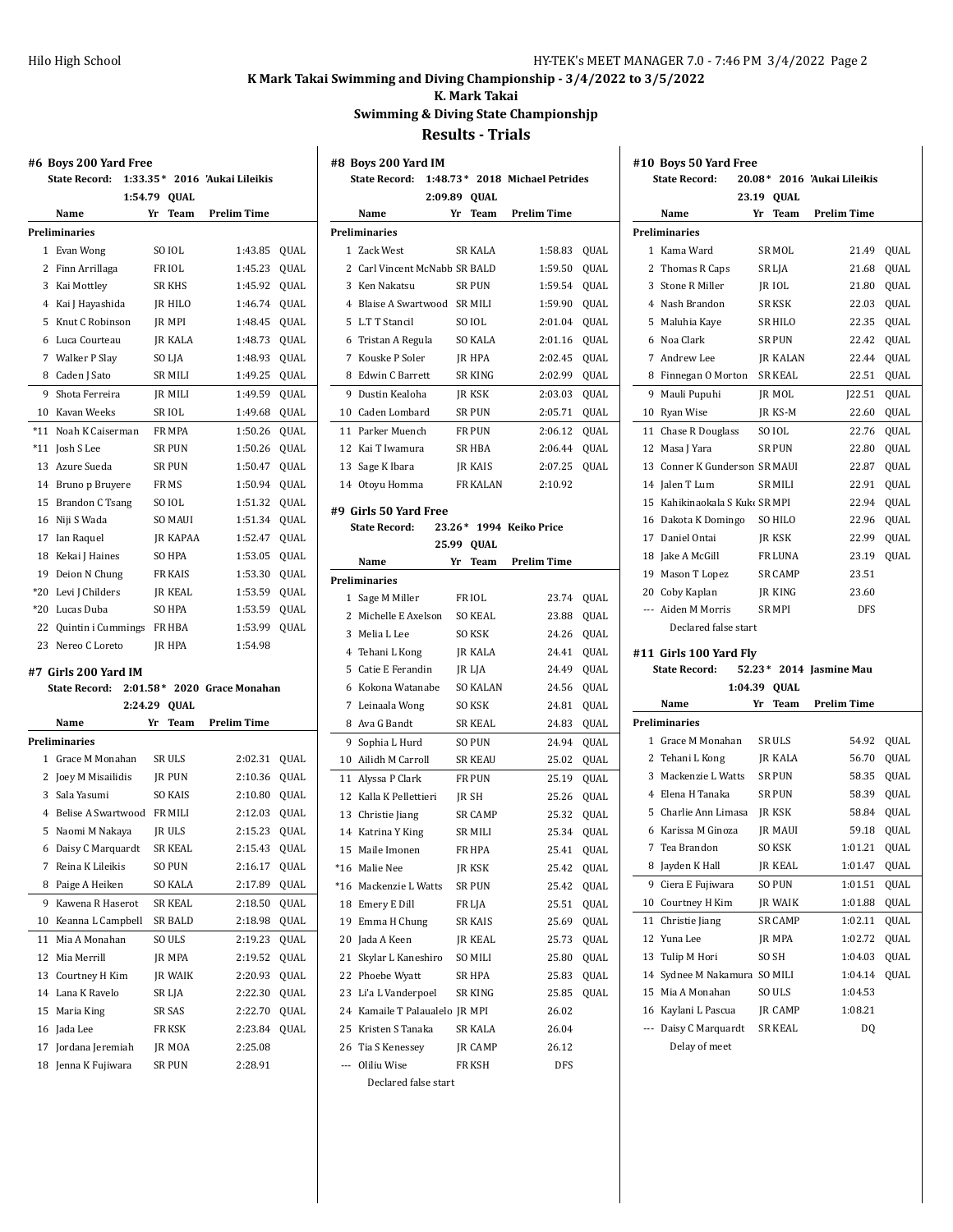# K Mark Takai Swimming and Diving Championship - 3/4/2022 to 3/5/2022

## K. Mark Takai

## Swimming & Diving State Championshjp

## Results - Trials

### #6 Boys 200 Yard Free

State Record: 1:33.35* 2016 'Aukai Lileikis

1:54.79 QUAL

| | Name | Yr | Team | Prelim Time | |
|---|---|---|---|---|---|
| **Preliminaries** | | | | | |
| 1 | Evan Wong | SO | IOL | 1:43.85 | QUAL |
| 2 | Finn Arrillaga | FR | IOL | 1:45.23 | QUAL |
| 3 | Kai Mottley | SR | KHS | 1:45.92 | QUAL |
| 4 | Kai J Hayashida | JR | HILO | 1:46.74 | QUAL |
| 5 | Knut C Robinson | JR | MPI | 1:48.45 | QUAL |
| 6 | Luca Courteau | JR | KALA | 1:48.73 | QUAL |
| 7 | Walker P Slay | SO | LJA | 1:48.93 | QUAL |
| 8 | Caden J Sato | SR | MILI | 1:49.25 | QUAL |
| 9 | Shota Ferreira | JR | MILI | 1:49.59 | QUAL |
| 10 | Kavan Weeks | SR | IOL | 1:49.68 | QUAL |
| *11 | Noah K Caiserman | FR | MPA | 1:50.26 | QUAL |
| *11 | Josh S Lee | SR | PUN | 1:50.26 | QUAL |
| 13 | Azure Sueda | SR | PUN | 1:50.47 | QUAL |
| 14 | Bruno p Bruyere | FR | MS | 1:50.94 | QUAL |
| 15 | Brandon C Tsang | SO | IOL | 1:51.32 | QUAL |
| 16 | Niji S Wada | SO | MAUI | 1:51.34 | QUAL |
| 17 | Ian Raquel | JR | KAPAA | 1:52.47 | QUAL |
| 18 | Kekai J Haines | SO | HPA | 1:53.05 | QUAL |
| 19 | Deion N Chung | FR | KAIS | 1:53.30 | QUAL |
| *20 | Levi J Childers | JR | KEAL | 1:53.59 | QUAL |
| *20 | Lucas Duba | SO | HPA | 1:53.59 | QUAL |
| 22 | Quintin i Cummings | FR | HBA | 1:53.99 | QUAL |
| 23 | Nereo C Loreto | JR | HPA | 1:54.98 | |

### #7 Girls 200 Yard IM

State Record: 2:01.58* 2020 Grace Monahan

2:24.29 QUAL

| | Name | Yr | Team | Prelim Time | |
|---|---|---|---|---|---|
| **Preliminaries** | | | | | |
| 1 | Grace M Monahan | SR | ULS | 2:02.31 | QUAL |
| 2 | Joey M Misailidis | JR | PUN | 2:10.36 | QUAL |
| 3 | Sala Yasumi | SO | KAIS | 2:10.80 | QUAL |
| 4 | Belise A Swartwood | FR | MILI | 2:12.03 | QUAL |
| 5 | Naomi M Nakaya | JR | ULS | 2:15.23 | QUAL |
| 6 | Daisy C Marquardt | SR | KEAL | 2:15.43 | QUAL |
| 7 | Reina K Lileikis | SO | PUN | 2:16.17 | QUAL |
| 8 | Paige A Heiken | SO | KALA | 2:17.89 | QUAL |
| 9 | Kawena R Haserot | SR | KEAL | 2:18.50 | QUAL |
| 10 | Keanna L Campbell | SR | BALD | 2:18.98 | QUAL |
| 11 | Mia A Monahan | SO | ULS | 2:19.23 | QUAL |
| 12 | Mia Merrill | JR | MPA | 2:19.52 | QUAL |
| 13 | Courtney H Kim | JR | WAIK | 2:20.93 | QUAL |
| 14 | Lana K Ravelo | SR | LJA | 2:22.30 | QUAL |
| 15 | Maria King | SR | SAS | 2:22.70 | QUAL |
| 16 | Jada Lee | FR | KSK | 2:23.84 | QUAL |
| 17 | Jordana Jeremiah | JR | MOA | 2:25.08 | |
| 18 | Jenna K Fujiwara | SR | PUN | 2:28.91 | |

### #8 Boys 200 Yard IM

State Record: 1:48.73* 2018 Michael Petrides

2:09.89 QUAL

| | Name | Yr | Team | Prelim Time | |
|---|---|---|---|---|---|
| **Preliminaries** | | | | | |
| 1 | Zack West | SR | KALA | 1:58.83 | QUAL |
| 2 | Carl Vincent McNabb | SR | BALD | 1:59.50 | QUAL |
| 3 | Ken Nakatsu | SR | PUN | 1:59.54 | QUAL |
| 4 | Blaise A Swartwood | SR | MILI | 1:59.90 | QUAL |
| 5 | L.T T Stancil | SO | IOL | 2:01.04 | QUAL |
| 6 | Tristan A Regula | SO | KALA | 2:01.16 | QUAL |
| 7 | Kouske P Soler | JR | HPA | 2:02.45 | QUAL |
| 8 | Edwin C Barrett | SR | KING | 2:02.99 | QUAL |
| 9 | Dustin Kealoha | JR | KSK | 2:03.03 | QUAL |
| 10 | Caden Lombard | SR | PUN | 2:05.71 | QUAL |
| 11 | Parker Muench | FR | PUN | 2:06.12 | QUAL |
| 12 | Kai T Iwamura | SR | HBA | 2:06.44 | QUAL |
| 13 | Sage K Ibara | JR | KAIS | 2:07.25 | QUAL |
| 14 | Otoyu Homma | FR | KALAN | 2:10.92 | |

### #9 Girls 50 Yard Free

State Record: 23.26* 1994 Keiko Price

25.99 QUAL

| | Name | Yr | Team | Prelim Time | |
|---|---|---|---|---|---|
| **Preliminaries** | | | | | |
| 1 | Sage M Miller | FR | IOL | 23.74 | QUAL |
| 2 | Michelle E Axelson | SO | KEAL | 23.88 | QUAL |
| 3 | Melia L Lee | SO | KSK | 24.26 | QUAL |
| 4 | Tehani L Kong | JR | KALA | 24.41 | QUAL |
| 5 | Catie E Ferandin | JR | LJA | 24.49 | QUAL |
| 6 | Kokona Watanabe | SO | KALAN | 24.56 | QUAL |
| 7 | Leinaala Wong | SO | KSK | 24.81 | QUAL |
| 8 | Ava G Bandt | SR | KEAL | 24.83 | QUAL |
| 9 | Sophia L Hurd | SO | PUN | 24.94 | QUAL |
| 10 | Ailidh M Carroll | SR | KEAU | 25.02 | QUAL |
| 11 | Alyssa P Clark | FR | PUN | 25.19 | QUAL |
| 12 | Kalla K Pellettieri | JR | SH | 25.26 | QUAL |
| 13 | Christie Jiang | SR | CAMP | 25.32 | QUAL |
| 14 | Katrina Y King | SR | MILI | 25.34 | QUAL |
| 15 | Maile Imonen | FR | HPA | 25.41 | QUAL |
| *16 | Malie Nee | JR | KSK | 25.42 | QUAL |
| *16 | Mackenzie L Watts | SR | PUN | 25.42 | QUAL |
| 18 | Emery E Dill | FR | LJA | 25.51 | QUAL |
| 19 | Emma H Chung | SR | KAIS | 25.69 | QUAL |
| 20 | Jada A Keen | JR | KEAL | 25.73 | QUAL |
| 21 | Skylar L Kaneshiro | SO | MILI | 25.80 | QUAL |
| 22 | Phoebe Wyatt | SR | HPA | 25.83 | QUAL |
| 23 | Li'a L Vanderpoel | SR | KING | 25.85 | QUAL |
| 24 | Kamaile T Palaualelo | JR | MPI | 26.02 | |
| 25 | Kristen S Tanaka | SR | KALA | 26.04 | |
| 26 | Tia S Kenessey | JR | CAMP | 26.12 | |
| --- | Oliliu Wise | FR | KSH | DFS | |
| | Declared false start | | | | |

### #10 Boys 50 Yard Free

State Record: 20.08* 2016 'Aukai Lileikis

23.19 QUAL

| | Name | Yr | Team | Prelim Time | |
|---|---|---|---|---|---|
| **Preliminaries** | | | | | |
| 1 | Kama Ward | SR | MOL | 21.49 | QUAL |
| 2 | Thomas R Caps | SR | LJA | 21.68 | QUAL |
| 3 | Stone R Miller | JR | IOL | 21.80 | QUAL |
| 4 | Nash Brandon | SR | KSK | 22.03 | QUAL |
| 5 | Maluhia Kaye | SR | HILO | 22.35 | QUAL |
| 6 | Noa Clark | SR | PUN | 22.42 | QUAL |
| 7 | Andrew Lee | JR | KALAN | 22.44 | QUAL |
| 8 | Finnegan O Morton | SR | KEAL | 22.51 | QUAL |
| 9 | Mauli Pupuhi | JR | MOL | J22.51 | QUAL |
| 10 | Ryan Wise | JR | KS-M | 22.60 | QUAL |
| 11 | Chase R Douglass | SO | IOL | 22.76 | QUAL |
| 12 | Masa J Yara | SR | PUN | 22.80 | QUAL |
| 13 | Conner K Gunderson | SR | MAUI | 22.87 | QUAL |
| 14 | Jalen T Lum | SR | MILI | 22.91 | QUAL |
| 15 | Kahikinaokala S Kuke | SR | MPI | 22.94 | QUAL |
| 16 | Dakota K Domingo | SO | HILO | 22.96 | QUAL |
| 17 | Daniel Ontai | JR | KSK | 22.99 | QUAL |
| 18 | Jake A McGill | FR | LUNA | 23.19 | QUAL |
| 19 | Mason T Lopez | SR | CAMP | 23.51 | |
| 20 | Coby Kaplan | JR | KING | 23.60 | |
| --- | Aiden M Morris | SR | MPI | DFS | |
| | Declared false start | | | | |

### #11 Girls 100 Yard Fly

State Record: 52.23* 2014 Jasmine Mau

1:04.39 QUAL

| | Name | Yr | Team | Prelim Time | |
|---|---|---|---|---|---|
| **Preliminaries** | | | | | |
| 1 | Grace M Monahan | SR | ULS | 54.92 | QUAL |
| 2 | Tehani L Kong | JR | KALA | 56.70 | QUAL |
| 3 | Mackenzie L Watts | SR | PUN | 58.35 | QUAL |
| 4 | Elena H Tanaka | SR | PUN | 58.39 | QUAL |
| 5 | Charlie Ann Limasa | JR | KSK | 58.84 | QUAL |
| 6 | Karissa M Ginoza | JR | MAUI | 59.18 | QUAL |
| 7 | Tea Brandon | SO | KSK | 1:01.21 | QUAL |
| 8 | Jayden K Hall | JR | KEAL | 1:01.47 | QUAL |
| 9 | Ciera E Fujiwara | SO | PUN | 1:01.51 | QUAL |
| 10 | Courtney H Kim | JR | WAIK | 1:01.88 | QUAL |
| 11 | Christie Jiang | SR | CAMP | 1:02.11 | QUAL |
| 12 | Yuna Lee | JR | MPA | 1:02.72 | QUAL |
| 13 | Tulip M Hori | SO | SH | 1:04.03 | QUAL |
| 14 | Sydnee M Nakamura | SO | MILI | 1:04.14 | QUAL |
| 15 | Mia A Monahan | SO | ULS | 1:04.53 | |
| 16 | Kaylani L Pascua | JR | CAMP | 1:08.21 | |
| --- | Daisy C Marquardt | SR | KEAL | DQ | |
| | Delay of meet | | | | |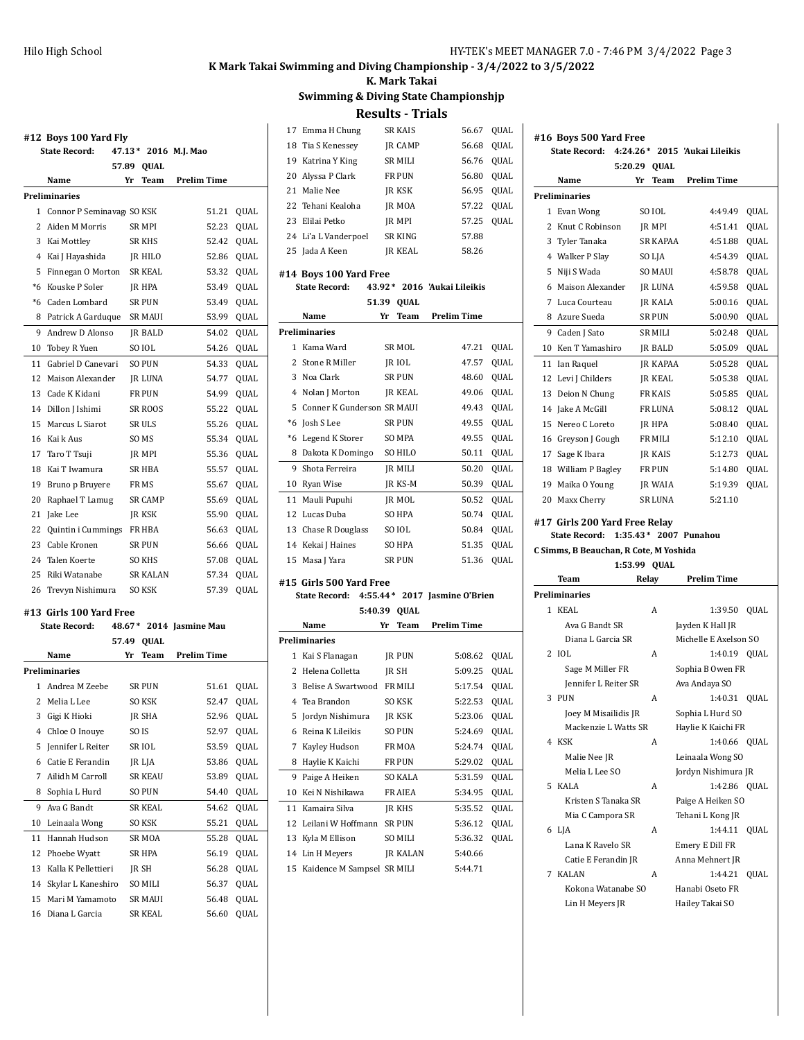# K Mark Takai Swimming and Diving Championship - 3/4/2022 to 3/5/2022

## K. Mark Takai

## Swimming & Diving State Championshjp

## Results - Trials

### #12 Boys 100 Yard Fly

State Record: 47.13* 2016 M.J. Mao

57.89 QUAL

| | Name | Yr | Team | Prelim Time | |
|---|---|---|---|---|---|
| **Preliminaries** | | | | | |
| 1 | Connor P Seminavage | SO | KSK | 51.21 | QUAL |
| 2 | Aiden M Morris | SR | MPI | 52.23 | QUAL |
| 3 | Kai Mottley | SR | KHS | 52.42 | QUAL |
| 4 | Kai J Hayashida | JR | HILO | 52.86 | QUAL |
| 5 | Finnegan O Morton | SR | KEAL | 53.32 | QUAL |
| *6 | Kouske P Soler | JR | HPA | 53.49 | QUAL |
| *6 | Caden Lombard | SR | PUN | 53.49 | QUAL |
| 8 | Patrick A Garduque | SR | MAUI | 53.99 | QUAL |
| 9 | Andrew D Alonso | JR | BALD | 54.02 | QUAL |
| 10 | Tobey R Yuen | SO | IOL | 54.26 | QUAL |
| 11 | Gabriel D Canevari | SO | PUN | 54.33 | QUAL |
| 12 | Maison Alexander | JR | LUNA | 54.77 | QUAL |
| 13 | Cade K Kidani | FR | PUN | 54.99 | QUAL |
| 14 | Dillon J Ishimi | SR | ROOS | 55.22 | QUAL |
| 15 | Marcus L Siarot | SR | ULS | 55.26 | QUAL |
| 16 | Kai k Aus | SO | MS | 55.34 | QUAL |
| 17 | Taro T Tsuji | JR | MPI | 55.36 | QUAL |
| 18 | Kai T Iwamura | SR | HBA | 55.57 | QUAL |
| 19 | Bruno p Bruyere | FR | MS | 55.67 | QUAL |
| 20 | Raphael T Lamug | SR | CAMP | 55.69 | QUAL |
| 21 | Jake Lee | JR | KSK | 55.90 | QUAL |
| 22 | Quintin i Cummings | FR | HBA | 56.63 | QUAL |
| 23 | Cable Kronen | SR | PUN | 56.66 | QUAL |
| 24 | Talen Koerte | SO | KHS | 57.08 | QUAL |
| 25 | Riki Watanabe | SR | KALAN | 57.34 | QUAL |
| 26 | Trevyn Nishimura | SO | KSK | 57.39 | QUAL |

### #13 Girls 100 Yard Free

State Record: 48.67* 2014 Jasmine Mau

57.49 QUAL

| | Name | Yr | Team | Prelim Time | |
|---|---|---|---|---|---|
| **Preliminaries** | | | | | |
| 1 | Andrea M Zeebe | SR | PUN | 51.61 | QUAL |
| 2 | Melia L Lee | SO | KSK | 52.47 | QUAL |
| 3 | Gigi K Hioki | JR | SHA | 52.96 | QUAL |
| 4 | Chloe O Inouye | SO | IS | 52.97 | QUAL |
| 5 | Jennifer L Reiter | SR | IOL | 53.59 | QUAL |
| 6 | Catie E Ferandin | JR | LJA | 53.86 | QUAL |
| 7 | Ailidh M Carroll | SR | KEAU | 53.89 | QUAL |
| 8 | Sophia L Hurd | SO | PUN | 54.40 | QUAL |
| 9 | Ava G Bandt | SR | KEAL | 54.62 | QUAL |
| 10 | Leinaala Wong | SO | KSK | 55.21 | QUAL |
| 11 | Hannah Hudson | SR | MOA | 55.28 | QUAL |
| 12 | Phoebe Wyatt | SR | HPA | 56.19 | QUAL |
| 13 | Kalla K Pellettieri | JR | SH | 56.28 | QUAL |
| 14 | Skylar L Kaneshiro | SO | MILI | 56.37 | QUAL |
| 15 | Mari M Yamamoto | SR | MAUI | 56.48 | QUAL |
| 16 | Diana L Garcia | SR | KEAL | 56.60 | QUAL |
| 17 | Emma H Chung | SR | KAIS | 56.67 | QUAL |
| 18 | Tia S Kenessey | JR | CAMP | 56.68 | QUAL |
| 19 | Katrina Y King | SR | MILI | 56.76 | QUAL |
| 20 | Alyssa P Clark | FR | PUN | 56.80 | QUAL |
| 21 | Malie Nee | JR | KSK | 56.95 | QUAL |
| 22 | Tehani Kealoha | JR | MOA | 57.22 | QUAL |
| 23 | Elilai Petko | JR | MPI | 57.25 | QUAL |
| 24 | Li'a L Vanderpoel | SR | KING | 57.88 | |
| 25 | Jada A Keen | JR | KEAL | 58.26 | |

### #14 Boys 100 Yard Free

State Record: 43.92* 2016 'Aukai Lileikis

51.39 QUAL

| | Name | Yr | Team | Prelim Time | |
|---|---|---|---|---|---|
| **Preliminaries** | | | | | |
| 1 | Kama Ward | SR | MOL | 47.21 | QUAL |
| 2 | Stone R Miller | JR | IOL | 47.57 | QUAL |
| 3 | Noa Clark | SR | PUN | 48.60 | QUAL |
| 4 | Nolan J Morton | JR | KEAL | 49.06 | QUAL |
| 5 | Conner K Gunderson | SR | MAUI | 49.43 | QUAL |
| *6 | Josh S Lee | SR | PUN | 49.55 | QUAL |
| *6 | Legend K Storer | SO | MPA | 49.55 | QUAL |
| 8 | Dakota K Domingo | SO | HILO | 50.11 | QUAL |
| 9 | Shota Ferreira | JR | MILI | 50.20 | QUAL |
| 10 | Ryan Wise | JR | KS-M | 50.39 | QUAL |
| 11 | Mauli Pupuhi | JR | MOL | 50.52 | QUAL |
| 12 | Lucas Duba | SO | HPA | 50.74 | QUAL |
| 13 | Chase R Douglass | SO | IOL | 50.84 | QUAL |
| 14 | Kekai J Haines | SO | HPA | 51.35 | QUAL |
| 15 | Masa J Yara | SR | PUN | 51.36 | QUAL |

### #15 Girls 500 Yard Free

State Record: 4:55.44* 2017 Jasmine O'Brien

5:40.39 QUAL

| | Name | Yr | Team | Prelim Time | |
|---|---|---|---|---|---|
| **Preliminaries** | | | | | |
| 1 | Kai S Flanagan | JR | PUN | 5:08.62 | QUAL |
| 2 | Helena Colletta | JR | SH | 5:09.25 | QUAL |
| 3 | Belise A Swartwood | FR | MILI | 5:17.54 | QUAL |
| 4 | Tea Brandon | SO | KSK | 5:22.53 | QUAL |
| 5 | Jordyn Nishimura | JR | KSK | 5:23.06 | QUAL |
| 6 | Reina K Lileikis | SO | PUN | 5:24.69 | QUAL |
| 7 | Kayley Hudson | FR | MOA | 5:24.74 | QUAL |
| 8 | Haylie K Kaichi | FR | PUN | 5:29.02 | QUAL |
| 9 | Paige A Heiken | SO | KALA | 5:31.59 | QUAL |
| 10 | Kei N Nishikawa | FR | AIEA | 5:34.95 | QUAL |
| 11 | Kamaira Silva | JR | KHS | 5:35.52 | QUAL |
| 12 | Leilani W Hoffmann | SR | PUN | 5:36.12 | QUAL |
| 13 | Kyla M Ellison | SO | MILI | 5:36.32 | QUAL |
| 14 | Lin H Meyers | JR | KALAN | 5:40.66 | |
| 15 | Kaidence M Sampsel | SR | MILI | 5:44.71 | |

### #16 Boys 500 Yard Free

State Record: 4:24.26* 2015 'Aukai Lileikis

5:20.29 QUAL

| | Name | Yr | Team | Prelim Time | |
|---|---|---|---|---|---|
| **Preliminaries** | | | | | |
| 1 | Evan Wong | SO | IOL | 4:49.49 | QUAL |
| 2 | Knut C Robinson | JR | MPI | 4:51.41 | QUAL |
| 3 | Tyler Tanaka | SR | KAPAA | 4:51.88 | QUAL |
| 4 | Walker P Slay | SO | LJA | 4:54.39 | QUAL |
| 5 | Niji S Wada | SO | MAUI | 4:58.78 | QUAL |
| 6 | Maison Alexander | JR | LUNA | 4:59.58 | QUAL |
| 7 | Luca Courteau | JR | KALA | 5:00.16 | QUAL |
| 8 | Azure Sueda | SR | PUN | 5:00.90 | QUAL |
| 9 | Caden J Sato | SR | MILI | 5:02.48 | QUAL |
| 10 | Ken T Yamashiro | JR | BALD | 5:05.09 | QUAL |
| 11 | Ian Raquel | JR | KAPAA | 5:05.28 | QUAL |
| 12 | Levi J Childers | JR | KEAL | 5:05.38 | QUAL |
| 13 | Deion N Chung | FR | KAIS | 5:05.85 | QUAL |
| 14 | Jake A McGill | FR | LUNA | 5:08.12 | QUAL |
| 15 | Nereo C Loreto | JR | HPA | 5:08.40 | QUAL |
| 16 | Greyson J Gough | FR | MILI | 5:12.10 | QUAL |
| 17 | Sage K Ibara | JR | KAIS | 5:12.73 | QUAL |
| 18 | William P Bagley | FR | PUN | 5:14.80 | QUAL |
| 19 | Maika O Young | JR | WAIA | 5:19.39 | QUAL |
| 20 | Maxx Cherry | SR | LUNA | 5:21.10 | |

### #17 Girls 200 Yard Free Relay

State Record: 1:35.43* 2007 Punahou

C Simms, B Beauchan, R Cote, M Yoshida

1:53.99 QUAL

| | Team | Relay | Prelim Time | |
|---|---|---|---|---|
| **Preliminaries** | | | | |
| 1 | KEAL | A | 1:39.50 | QUAL |
| | Ava G Bandt SR | | Jayden K Hall JR | |
| | Diana L Garcia SR | | Michelle E Axelson SO | |
| 2 | IOL | A | 1:40.19 | QUAL |
| | Sage M Miller FR | | Sophia B Owen FR | |
| | Jennifer L Reiter SR | | Ava Andaya SO | |
| 3 | PUN | A | 1:40.31 | QUAL |
| | Joey M Misailidis JR | | Sophia L Hurd SO | |
| | Mackenzie L Watts SR | | Haylie K Kaichi FR | |
| 4 | KSK | A | 1:40.66 | QUAL |
| | Malie Nee JR | | Leinaala Wong SO | |
| | Melia L Lee SO | | Jordyn Nishimura JR | |
| 5 | KALA | A | 1:42.86 | QUAL |
| | Kristen S Tanaka SR | | Paige A Heiken SO | |
| | Mia C Campora SR | | Tehani L Kong JR | |
| 6 | LJA | A | 1:44.11 | QUAL |
| | Lana K Ravelo SR | | Emery E Dill FR | |
| | Catie E Ferandin JR | | Anna Mehnert JR | |
| 7 | KALAN | A | 1:44.21 | QUAL |
| | Kokona Watanabe SO | | Hanabi Oseto FR | |
| | Lin H Meyers JR | | Hailey Takai SO | |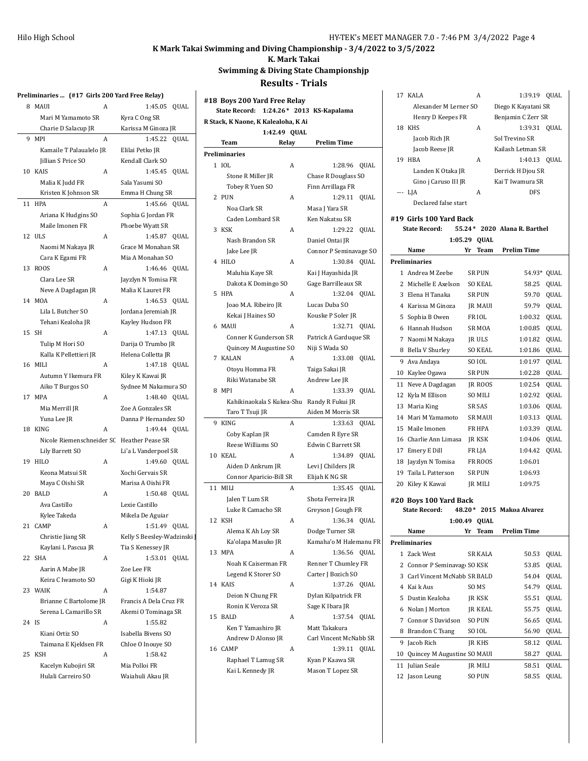# K Mark Takai Swimming and Diving Championship - 3/4/2022 to 3/5/2022

## K. Mark Takai

## Swimming & Diving State Championshjp

## Results - Trials

### Preliminaries ... (#17 Girls 200 Yard Free Relay)

| Place | Team | Relay | Prelim Time | |
|---|---|---|---|---|
| 8 | MAUI | A | 1:45.05 | QUAL |
| | Mari M Yamamoto SR | Kyra C Ong SR | | |
| | Charie D Salacup JR | Karissa M Ginoza JR | | |
| 9 | MPI | A | 1:45.22 | QUAL |
| | Kamaile T Palaualelo JR | Elilai Petko JR | | |
| | Jillian S Price SO | Kendall Clark SO | | |
| 10 | KAIS | A | 1:45.45 | QUAL |
| | Malia K Judd FR | Sala Yasumi SO | | |
| | Kristen K Johnson SR | Emma H Chung SR | | |
| 11 | HPA | A | 1:45.66 | QUAL |
| | Ariana K Hudgins SO | Sophia G Jordan FR | | |
| | Maile Imonen FR | Phoebe Wyatt SR | | |
| 12 | ULS | A | 1:45.87 | QUAL |
| | Naomi M Nakaya JR | Grace M Monahan SR | | |
| | Cara K Egami FR | Mia A Monahan SO | | |
| 13 | ROOS | A | 1:46.46 | QUAL |
| | Clara Lee SR | Jayzlyn N Tomisa FR | | |
| | Neve A Dagdagan JR | Malia K Lauret FR | | |
| 14 | MOA | A | 1:46.53 | QUAL |
| | Lila L Butcher SO | Jordana Jeremiah JR | | |
| | Tehani Kealoha JR | Kayley Hudson FR | | |
| 15 | SH | A | 1:47.13 | QUAL |
| | Tulip M Hori SO | Darija O Trumbo JR | | |
| | Kalla K Pellettieri JR | Helena Colletta JR | | |
| 16 | MILI | A | 1:47.18 | QUAL |
| | Autumn Y Ikemura FR | Kiley K Kawai JR | | |
| | Aiko T Burgos SO | Sydnee M Nakamura SO | | |
| 17 | MPA | A | 1:48.40 | QUAL |
| | Mia Merrill JR | Zoe A Gonzales SR | | |
| | Yuna Lee JR | Danna P Hernandez SO | | |
| 18 | KING | A | 1:49.44 | QUAL |
| | Nicole Riemenschneider SC | Heather Pease SR | | |
| | Lily Barrett SO | Li'a L Vanderpoel SR | | |
| 19 | HILO | A | 1:49.60 | QUAL |
| | Keona Matsui SR | Xochi Gervais SR | | |
| | Maya C Oishi SR | Marisa A Oishi FR | | |
| 20 | BALD | A | 1:50.48 | QUAL |
| | Ava Castillo | Lexie Castillo | | |
| | Kylee Takeda | Mikela De Aguiar | | |
| 21 | CAMP | A | 1:51.49 | QUAL |
| | Christie Jiang SR | Kelly S Beesley-Wadzinski J | | |
| | Kaylani L Pascua JR | Tia S Kenessey JR | | |
| 22 | SHA | A | 1:53.01 | QUAL |
| | Aarin A Mabe JR | Zoe Lee FR | | |
| | Keira C Iwamoto SO | Gigi K Hioki JR | | |
| 23 | WAIK | A | 1:54.87 | |
| | Brianne C Bartolome JR | Francis A Dela Cruz FR | | |
| | Serena L Camarillo SR | Akemi O Tominaga SR | | |
| 24 | IS | A | 1:55.82 | |
| | Kiani Ortiz SO | Isabella Bivens SO | | |
| | Taimana E Kjeldsen FR | Chloe O Inouye SO | | |
| 25 | KSH | A | 1:58.42 | |
| | Kacelyn Kubojiri SR | Mia Polloi FR | | |
| | Hulali Carreiro SO | Waiahuli Akau JR | | |

### #18 Boys 200 Yard Free Relay

**State Record: 1:24.26* 2013 KS-Kapalama**
R Stack, K Naone, K Kalealoha, K Ai
**1:42.49 QUAL**

| Place | Team | Relay | Prelim Time | |
|---|---|---|---|---|
| **Preliminaries** | | | | |
| 1 | IOL | A | 1:28.96 | QUAL |
| | Stone R Miller JR | Chase R Douglass SO | | |
| | Tobey R Yuen SO | Finn Arrillaga FR | | |
| 2 | PUN | A | 1:29.11 | QUAL |
| | Noa Clark SR | Masa J Yara SR | | |
| | Caden Lombard SR | Ken Nakatsu SR | | |
| 3 | KSK | A | 1:29.22 | QUAL |
| | Nash Brandon SR | Daniel Ontai JR | | |
| | Jake Lee JR | Connor P Seminavage SO | | |
| 4 | HILO | A | 1:30.84 | QUAL |
| | Maluhia Kaye SR | Kai J Hayashida JR | | |
| | Dakota K Domingo SO | Gage Barrilleaux SR | | |
| 5 | HPA | A | 1:32.04 | QUAL |
| | Joao M.A. Ribeiro JR | Lucas Duba SO | | |
| | Kekai J Haines SO | Kouske P Soler JR | | |
| 6 | MAUI | A | 1:32.71 | QUAL |
| | Conner K Gunderson SR | Patrick A Garduque SR | | |
| | Quincey M Augustine SO | Niji S Wada SO | | |
| 7 | KALAN | A | 1:33.08 | QUAL |
| | Otoyu Homma FR | Taiga Sakai JR | | |
| | Riki Watanabe SR | Andrew Lee JR | | |
| 8 | MPI | A | 1:33.39 | QUAL |
| | Kahikinaokala S Kukea-Shu | Randy R Fukui JR | | |
| | Taro T Tsuji JR | Aiden M Morris SR | | |
| 9 | KING | A | 1:33.63 | QUAL |
| | Coby Kaplan JR | Camden R Eyre SR | | |
| | Reese Williams SO | Edwin C Barrett SR | | |
| 10 | KEAL | A | 1:34.89 | QUAL |
| | Aiden D Ankrum JR | Levi J Childers JR | | |
| | Connor Aparicio-Bill SR | Elijah K NG SR | | |
| 11 | MILI | A | 1:35.45 | QUAL |
| | Jalen T Lum SR | Shota Ferreira JR | | |
| | Luke R Camacho SR | Greyson J Gough FR | | |
| 12 | KSH | A | 1:36.34 | QUAL |
| | Alema K Ah Loy SR | Dodge Turner SR | | |
| | Ka'olapa Masuko JR | Kamaha'o M Halemanu FR | | |
| 13 | MPA | A | 1:36.56 | QUAL |
| | Noah K Caiserman FR | Renner T Chumley FR | | |
| | Legend K Storer SO | Carter J Bozich SO | | |
| 14 | KAIS | A | 1:37.26 | QUAL |
| | Deion N Chung FR | Dylan Kilpatrick FR | | |
| | Ronin K Veroza SR | Sage K Ibara JR | | |
| 15 | BALD | A | 1:37.54 | QUAL |
| | Ken T Yamashiro JR | Matt Takakura | | |
| | Andrew D Alonso JR | Carl Vincent McNabb SR | | |
| 16 | CAMP | A | 1:39.11 | QUAL |
| | Raphael T Lamug SR | Kyan P Kaawa SR | | |
| | Kai L Kennedy JR | Mason T Lopez SR | | |
| 17 | KALA | A | 1:39.19 | QUAL |
| | Alexander M Lerner SO | Diego K Kayatani SR | | |
| | Henry D Keepes FR | Benjamin C Zerr SR | | |
| 18 | KHS | A | 1:39.31 | QUAL |
| | Jacob Rich JR | Sol Trevino SR | | |
| | Jacob Reese JR | Kailash Letman SR | | |
| 19 | HBA | A | 1:40.13 | QUAL |
| | Landen K Otaka JR | Derrick H Djou SR | | |
| | Gino j Caruso III JR | Kai T Iwamura SR | | |
| --- | LJA | A | DFS | |
| | Declared false start | | | |

### #19 Girls 100 Yard Back

**State Record: 55.24* 2020 Alana R. Barthel**
**1:05.29 QUAL**

| Place | Name | Yr | Team | Prelim Time | |
|---|---|---|---|---|---|
| **Preliminaries** | | | | | |
| 1 | Andrea M Zeebe | SR | PUN | 54.93* | QUAL |
| 2 | Michelle E Axelson | SO | KEAL | 58.25 | QUAL |
| 3 | Elena H Tanaka | SR | PUN | 59.70 | QUAL |
| 4 | Karissa M Ginoza | JR | MAUI | 59.79 | QUAL |
| 5 | Sophia B Owen | FR | IOL | 1:00.32 | QUAL |
| 6 | Hannah Hudson | SR | MOA | 1:00.85 | QUAL |
| 7 | Naomi M Nakaya | JR | ULS | 1:01.82 | QUAL |
| 8 | Bella V Shurley | SO | KEAL | 1:01.86 | QUAL |
| 9 | Ava Andaya | SO | IOL | 1:01.97 | QUAL |
| 10 | Kaylee Ogawa | SR | PUN | 1:02.28 | QUAL |
| 11 | Neve A Dagdagan | JR | ROOS | 1:02.54 | QUAL |
| 12 | Kyla M Ellison | SO | MILI | 1:02.92 | QUAL |
| 13 | Maria King | SR | SAS | 1:03.06 | QUAL |
| 14 | Mari M Yamamoto | SR | MAUI | 1:03.13 | QUAL |
| 15 | Maile Imonen | FR | HPA | 1:03.39 | QUAL |
| 16 | Charlie Ann Limasa | JR | KSK | 1:04.06 | QUAL |
| 17 | Emery E Dill | FR | LJA | 1:04.42 | QUAL |
| 18 | Jayzlyn N Tomisa | FR | ROOS | 1:06.01 | |
| 19 | Taila L Patterson | SR | PUN | 1:06.93 | |
| 20 | Kiley K Kawai | JR | MILI | 1:09.75 | |

### #20 Boys 100 Yard Back

**State Record: 48.20* 2015 Makoa Alvarez**
**1:00.49 QUAL**

| Place | Name | Yr | Team | Prelim Time | |
|---|---|---|---|---|---|
| **Preliminaries** | | | | | |
| 1 | Zack West | SR | KALA | 50.53 | QUAL |
| 2 | Connor P Seminavag | SO | KSK | 53.85 | QUAL |
| 3 | Carl Vincent McNabb | SR | BALD | 54.04 | QUAL |
| 4 | Kai k Aus | SO | MS | 54.79 | QUAL |
| 5 | Dustin Kealoha | JR | KSK | 55.51 | QUAL |
| 6 | Nolan J Morton | JR | KEAL | 55.75 | QUAL |
| 7 | Connor S Davidson | SO | PUN | 56.65 | QUAL |
| 8 | Brandon C Tsang | SO | IOL | 56.90 | QUAL |
| 9 | Jacob Rich | JR | KHS | 58.12 | QUAL |
| 10 | Quincey M Augustine | SO | MAUI | 58.27 | QUAL |
| 11 | Julian Seale | JR | MILI | 58.51 | QUAL |
| 12 | Jason Leung | SO | PUN | 58.55 | QUAL |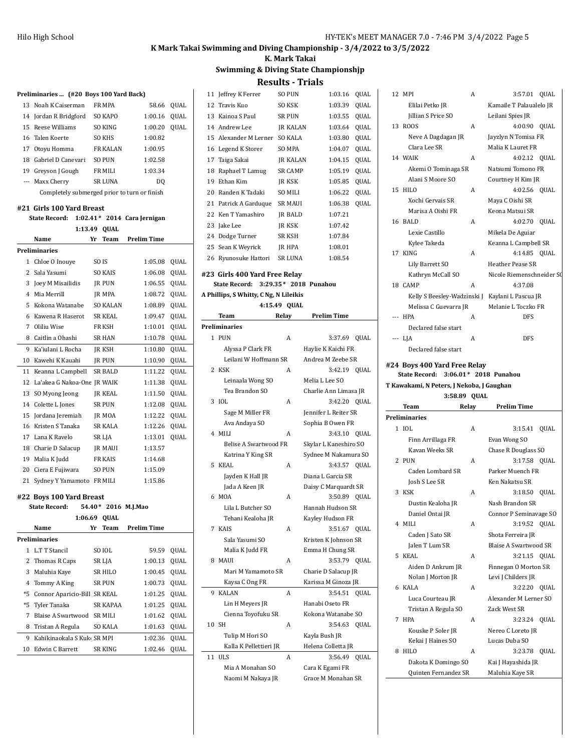# K Mark Takai Swimming and Diving Championship - 3/4/2022 to 3/5/2022

## K. Mark Takai
## Swimming & Diving State Championshjp
## Results - Trials

### Preliminaries ... (#20 Boys 100 Yard Back)

| | Name | Yr | Team | Prelim Time | |
|---|---|---|---|---|---|
| 13 | Noah K Caiserman | FR | MPA | 58.66 | QUAL |
| 14 | Jordan R Bridgford | SO | KAPO | 1:00.16 | QUAL |
| 15 | Reese Williams | SO | KING | 1:00.20 | QUAL |
| 16 | Talen Koerte | SO | KHS | 1:00.82 | |
| 17 | Otoyu Homma | FR | KALAN | 1:00.95 | |
| 18 | Gabriel D Canevari | SO | PUN | 1:02.58 | |
| 19 | Greyson J Gough | FR | MILI | 1:03.34 | |
| --- | Maxx Cherry | SR | LUNA | DQ | |

Completely submerged prior to turn or finish

### #21 Girls 100 Yard Breast

State Record: 1:02.41 * 2014 Cara Jernigan

1:13.49 QUAL

| | Name | Yr | Team | Prelim Time | |
|---|---|---|---|---|---|
| **Preliminaries** | | | | | |
| 1 | Chloe O Inouye | SO | IS | 1:05.08 | QUAL |
| 2 | Sala Yasumi | SO | KAIS | 1:06.08 | QUAL |
| 3 | Joey M Misailidis | JR | PUN | 1:06.55 | QUAL |
| 4 | Mia Merrill | JR | MPA | 1:08.72 | QUAL |
| 5 | Kokona Watanabe | SO | KALAN | 1:08.89 | QUAL |
| 6 | Kawena R Haserot | SR | KEAL | 1:09.47 | QUAL |
| 7 | Oliliu Wise | FR | KSH | 1:10.01 | QUAL |
| 8 | Caitlin a Ohashi | SR | HAN | 1:10.78 | QUAL |
| 9 | Ka'iulani L Rocha | JR | KSH | 1:10.80 | QUAL |
| 10 | Kawehi K Kauahi | JR | PUN | 1:10.90 | QUAL |
| 11 | Keanna L Campbell | SR | BALD | 1:11.22 | QUAL |
| 12 | La'akea G Nakoa-One | JR | WAIK | 1:11.38 | QUAL |
| 13 | SO Myong Jeong | JR | KEAL | 1:11.50 | QUAL |
| 14 | Colette L Jones | SR | PUN | 1:12.08 | QUAL |
| 15 | Jordana Jeremiah | JR | MOA | 1:12.22 | QUAL |
| 16 | Kristen S Tanaka | SR | KALA | 1:12.26 | QUAL |
| 17 | Lana K Ravelo | SR | LJA | 1:13.01 | QUAL |
| 18 | Charie D Salacup | JR | MAUI | 1:13.57 | |
| 19 | Malia K Judd | FR | KAIS | 1:14.68 | |
| 20 | Ciera E Fujiwara | SO | PUN | 1:15.09 | |
| 21 | Sydney Y Yamamoto | FR | MILI | 1:15.86 | |

### #22 Boys 100 Yard Breast

State Record: 54.40 * 2016 M.J.Mao

1:06.69 QUAL

| | Name | Yr | Team | Prelim Time | |
|---|---|---|---|---|---|
| **Preliminaries** | | | | | |
| 1 | L.T T Stancil | SO | IOL | 59.59 | QUAL |
| 2 | Thomas R Caps | SR | LJA | 1:00.13 | QUAL |
| 3 | Maluhia Kaye | SR | HILO | 1:00.45 | QUAL |
| 4 | Tommy A King | SR | PUN | 1:00.73 | QUAL |
| *5 | Connor Aparicio-Bill | SR | KEAL | 1:01.25 | QUAL |
| *5 | Tyler Tanaka | SR | KAPAA | 1:01.25 | QUAL |
| 7 | Blaise A Swartwood | SR | MILI | 1:01.62 | QUAL |
| 8 | Tristan A Regula | SO | KALA | 1:01.63 | QUAL |
| 9 | Kahikinaokala S Kuk | SR | MPI | 1:02.36 | QUAL |
| 10 | Edwin C Barrett | SR | KING | 1:02.46 | QUAL |
| 11 | Jeffrey K Ferrer | SO | PUN | 1:03.16 | QUAL |
| 12 | Travis Kuo | SO | KSK | 1:03.39 | QUAL |
| 13 | Kainoa S Paul | SR | PUN | 1:03.55 | QUAL |
| 14 | Andrew Lee | JR | KALAN | 1:03.64 | QUAL |
| 15 | Alexander M Lerner | SO | KALA | 1:03.80 | QUAL |
| 16 | Legend K Storer | SO | MPA | 1:04.07 | QUAL |
| 17 | Taiga Sakai | JR | KALAN | 1:04.15 | QUAL |
| 18 | Raphael T Lamug | SR | CAMP | 1:05.19 | QUAL |
| 19 | Ethan Kim | JR | KSK | 1:05.85 | QUAL |
| 20 | Randen K Tadaki | SO | MILI | 1:06.22 | QUAL |
| 21 | Patrick A Garduque | SR | MAUI | 1:06.38 | QUAL |
| 22 | Ken T Yamashiro | JR | BALD | 1:07.21 | |
| 23 | Jake Lee | JR | KSK | 1:07.42 | |
| 24 | Dodge Turner | SR | KSH | 1:07.84 | |
| 25 | Sean K Weyrick | JR | HPA | 1:08.01 | |
| 26 | Ryunosuke Hattori | SR | LUNA | 1:08.54 | |

### #23 Girls 400 Yard Free Relay

State Record: 3:29.35 * 2018 Punahou

A Phillips, S Whitty, C Ng, N Lileikis

4:15.49 QUAL

| | Team | Relay | Prelim Time | |
|---|---|---|---|---|
| **Preliminaries** | | | | |
| 1 | PUN | A | 3:37.69 | QUAL |
| | Alyssa P Clark FR | Haylie K Kaichi FR | | |
| | Leilani W Hoffmann SR | Andrea M Zeebe SR | | |
| 2 | KSK | A | 3:42.19 | QUAL |
| | Leinaala Wong SO | Melia L Lee SO | | |
| | Tea Brandon SO | Charlie Ann Limasa JR | | |
| 3 | IOL | A | 3:42.20 | QUAL |
| | Sage M Miller FR | Jennifer L Reiter SR | | |
| | Ava Andaya SO | Sophia B Owen FR | | |
| 4 | MILI | A | 3:43.10 | QUAL |
| | Belise A Swartwood FR | Skylar L Kaneshiro SO | | |
| | Katrina Y King SR | Sydnee M Nakamura SO | | |
| 5 | KEAL | A | 3:43.57 | QUAL |
| | Jayden K Hall JR | Diana L Garcia SR | | |
| | Jada A Keen JR | Daisy C Marquardt SR | | |
| 6 | MOA | A | 3:50.89 | QUAL |
| | Lila L Butcher SO | Hannah Hudson SR | | |
| | Tehani Kealoha JR | Kayley Hudson FR | | |
| 7 | KAIS | A | 3:51.67 | QUAL |
| | Sala Yasumi SO | Kristen K Johnson SR | | |
| | Malia K Judd FR | Emma H Chung SR | | |
| 8 | MAUI | A | 3:53.79 | QUAL |
| | Mari M Yamamoto SR | Charie D Salacup JR | | |
| | Kaysa C Ong FR | Karissa M Ginoza JR | | |
| 9 | KALAN | A | 3:54.51 | QUAL |
| | Lin H Meyers JR | Hanabi Oseto FR | | |
| | Cienna Toyofuku SR | Kokona Watanabe SO | | |
| 10 | SH | A | 3:54.63 | QUAL |
| | Tulip M Hori SO | Kayla Bush JR | | |
| | Kalla K Pellettieri JR | Helena Colletta JR | | |
| 11 | ULS | A | 3:56.49 | QUAL |
| | Mia A Monahan SO | Cara K Egami FR | | |
| | Naomi M Nakaya JR | Grace M Monahan SR | | |
| 12 | MPI | A | 3:57.01 | QUAL |
| | Elilai Petko JR | Kamaile T Palaualelo JR | | |
| | Jillian S Price SO | Leilani Spies JR | | |
| 13 | ROOS | A | 4:00.90 | QUAL |
| | Neve A Dagdagan JR | Jayzlyn N Tomisa FR | | |
| | Clara Lee SR | Malia K Lauret FR | | |
| 14 | WAIK | A | 4:02.12 | QUAL |
| | Akemi O Tominaga SR | Natsumi Tomono FR | | |
| | Alani S Moore SO | Courtney H Kim JR | | |
| 15 | HILO | A | 4:02.56 | QUAL |
| | Xochi Gervais SR | Maya C Oishi SR | | |
| | Marisa A Oishi FR | Keona Matsui SR | | |
| 16 | BALD | A | 4:02.70 | QUAL |
| | Lexie Castillo | Mikela De Aguiar | | |
| | Kylee Takeda | Keanna L Campbell SR | | |
| 17 | KING | A | 4:14.85 | QUAL |
| | Lily Barrett SO | Heather Pease SR | | |
| | Kathryn McCall SO | Nicole Riemenschneider SO | | |
| 18 | CAMP | A | 4:37.08 | |
| | Kelly S Beesley-Wadzinski J | Kaylani L Pascua JR | | |
| | Melissa C Guevarra JR | Melanie L Toczko FR | | |
| --- | HPA | A | DFS | |
| | Declared false start | | | |
| --- | LJA | A | DFS | |
| | Declared false start | | | |

### #24 Boys 400 Yard Free Relay

State Record: 3:06.01 * 2018 Punahou

T Kawakami, N Peters, J Nekoba, J Gaughan

3:58.89 QUAL

| | Team | Relay | Prelim Time | |
|---|---|---|---|---|
| **Preliminaries** | | | | |
| 1 | IOL | A | 3:15.41 | QUAL |
| | Finn Arrillaga FR | Evan Wong SO | | |
| | Kavan Weeks SR | Chase R Douglass SO | | |
| 2 | PUN | A | 3:17.58 | QUAL |
| | Caden Lombard SR | Parker Muench FR | | |
| | Josh S Lee SR | Ken Nakatsu SR | | |
| 3 | KSK | A | 3:18.50 | QUAL |
| | Dustin Kealoha JR | Nash Brandon SR | | |
| | Daniel Ontai JR | Connor P Seminavage SO | | |
| 4 | MILI | A | 3:19.52 | QUAL |
| | Caden J Sato SR | Shota Ferreira JR | | |
| | Jalen T Lum SR | Blaise A Swartwood SR | | |
| 5 | KEAL | A | 3:21.15 | QUAL |
| | Aiden D Ankrum JR | Finnegan O Morton SR | | |
| | Nolan J Morton JR | Levi J Childers JR | | |
| 6 | KALA | A | 3:22.20 | QUAL |
| | Luca Courteau JR | Alexander M Lerner SO | | |
| | Tristan A Regula SO | Zack West SR | | |
| 7 | HPA | A | 3:23.24 | QUAL |
| | Kouske P Soler JR | Nereo C Loreto JR | | |
| | Kekai J Haines SO | Lucas Duba SO | | |
| 8 | HILO | A | 3:23.78 | QUAL |
| | Dakota K Domingo SO | Kai J Hayashida JR | | |
| | Quinten Fernandez SR | Maluhia Kaye SR | | |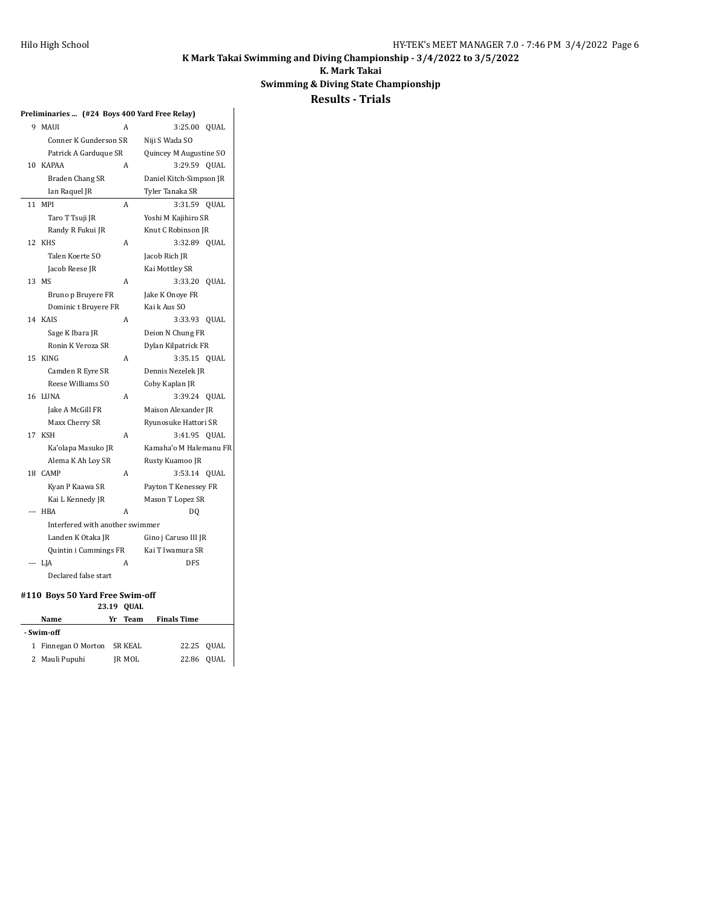K Mark Takai Swimming and Diving Championship - 3/4/2022 to 3/5/2022

K. Mark Takai

Swimming & Diving State Championshjp

## Results - Trials

**Preliminaries ... (#24 Boys 400 Yard Free Relay)**

| | | | | |
|---|---|---|---|---|
| 9 | MAUI | A | 3:25.00 | QUAL |
| | Conner K Gunderson SR | | Niji S Wada SO | |
| | Patrick A Garduque SR | | Quincey M Augustine SO | |
| 10 | KAPAA | A | 3:29.59 | QUAL |
| | Braden Chang SR | | Daniel Kitch-Simpson JR | |
| | Ian Raquel JR | | Tyler Tanaka SR | |
| 11 | MPI | A | 3:31.59 | QUAL |
| | Taro T Tsuji JR | | Yoshi M Kajihiro SR | |
| | Randy R Fukui JR | | Knut C Robinson JR | |
| 12 | KHS | A | 3:32.89 | QUAL |
| | Talen Koerte SO | | Jacob Rich JR | |
| | Jacob Reese JR | | Kai Mottley SR | |
| 13 | MS | A | 3:33.20 | QUAL |
| | Bruno p Bruyere FR | | Jake K Onoye FR | |
| | Dominic t Bruyere FR | | Kai k Aus SO | |
| 14 | KAIS | A | 3:33.93 | QUAL |
| | Sage K Ibara JR | | Deion N Chung FR | |
| | Ronin K Veroza SR | | Dylan Kilpatrick FR | |
| 15 | KING | A | 3:35.15 | QUAL |
| | Camden R Eyre SR | | Dennis Nezelek JR | |
| | Reese Williams SO | | Coby Kaplan JR | |
| 16 | LUNA | A | 3:39.24 | QUAL |
| | Jake A McGill FR | | Maison Alexander JR | |
| | Maxx Cherry SR | | Ryunosuke Hattori SR | |
| 17 | KSH | A | 3:41.95 | QUAL |
| | Ka'olapa Masuko JR | | Kamaha'o M Halemanu FR | |
| | Alema K Ah Loy SR | | Rusty Kuamoo JR | |
| 18 | CAMP | A | 3:53.14 | QUAL |
| | Kyan P Kaawa SR | | Payton T Kenessey FR | |
| | Kai L Kennedy JR | | Mason T Lopez SR | |
| --- | HBA | A | DQ | |
| | Interfered with another swimmer | | | |
| | Landen K Otaka JR | | Gino j Caruso III JR | |
| | Quintin i Cummings FR | | Kai T Iwamura SR | |
| --- | LJA | A | DFS | |
| | Declared false start | | | |

**#110 Boys 50 Yard Free Swim-off**

23.19 QUAL

| | Name | Yr | Team | Finals Time | |
|---|---|---|---|---|---|
| **- Swim-off** | | | | | |
| 1 | Finnegan O Morton | SR | KEAL | 22.25 | QUAL |
| 2 | Mauli Pupuhi | JR | MOL | 22.86 | QUAL |